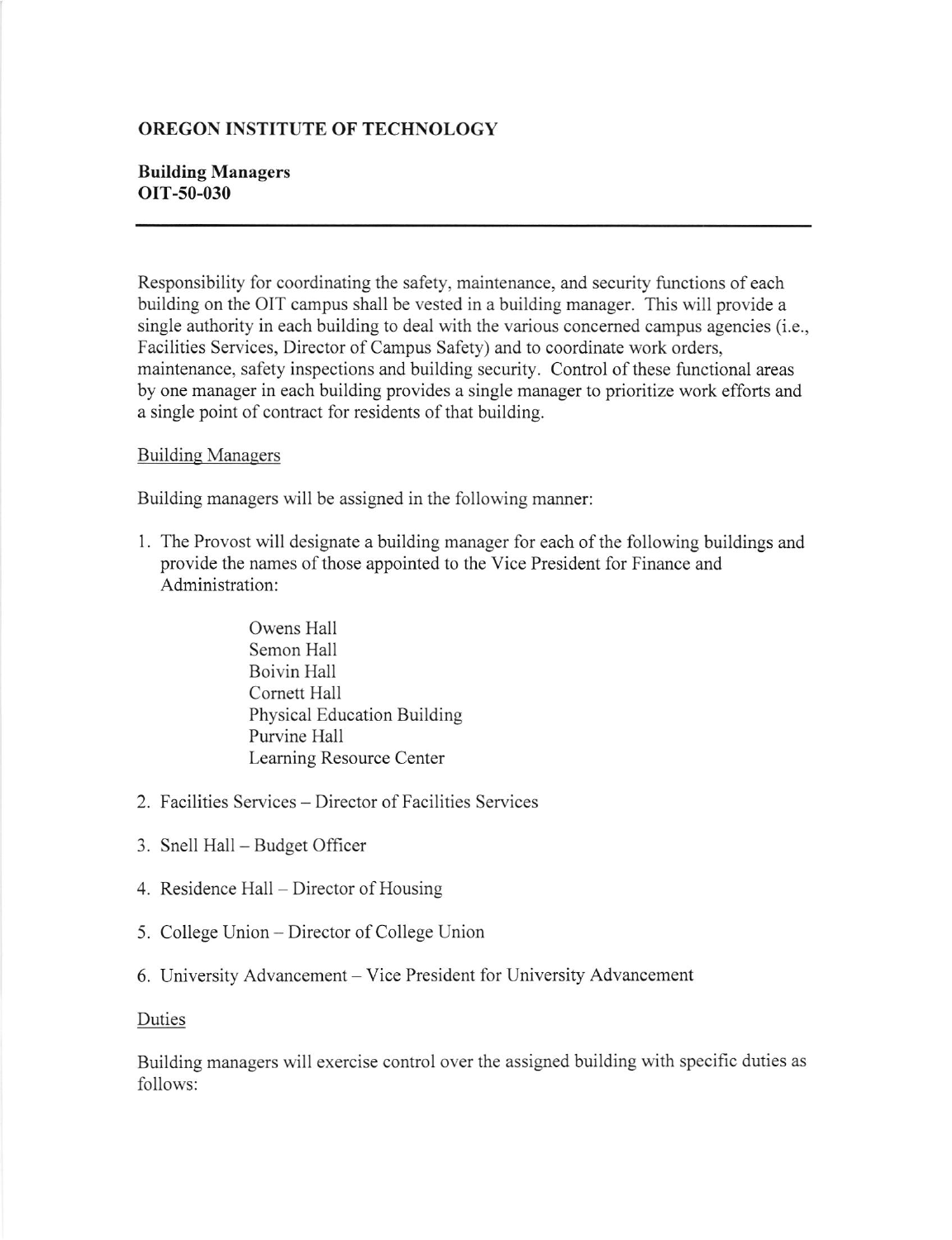# OREGON INSTITUTE OF TECHNOLOGY

## Building Managers
## OIT-50-030

---

Responsibility for coordinating the safety, maintenance, and security functions of each building on the OIT campus shall be vested in a building manager. This will provide a single authority in each building to deal with the various concerned campus agencies (i.e., Facilities Services, Director of Campus Safety) and to coordinate work orders, maintenance, safety inspections and building security. Control of these functional areas by one manager in each building provides a single manager to prioritize work efforts and a single point of contract for residents of that building.

<u>Building Managers</u>

Building managers will be assigned in the following manner:

1. The Provost will designate a building manager for each of the following buildings and provide the names of those appointed to the Vice President for Finance and Administration:

    Owens Hall
    Semon Hall
    Boivin Hall
    Cornett Hall
    Physical Education Building
    Purvine Hall
    Learning Resource Center

2. Facilities Services – Director of Facilities Services

3. Snell Hall – Budget Officer

4. Residence Hall – Director of Housing

5. College Union – Director of College Union

6. University Advancement – Vice President for University Advancement

<u>Duties</u>

Building managers will exercise control over the assigned building with specific duties as follows: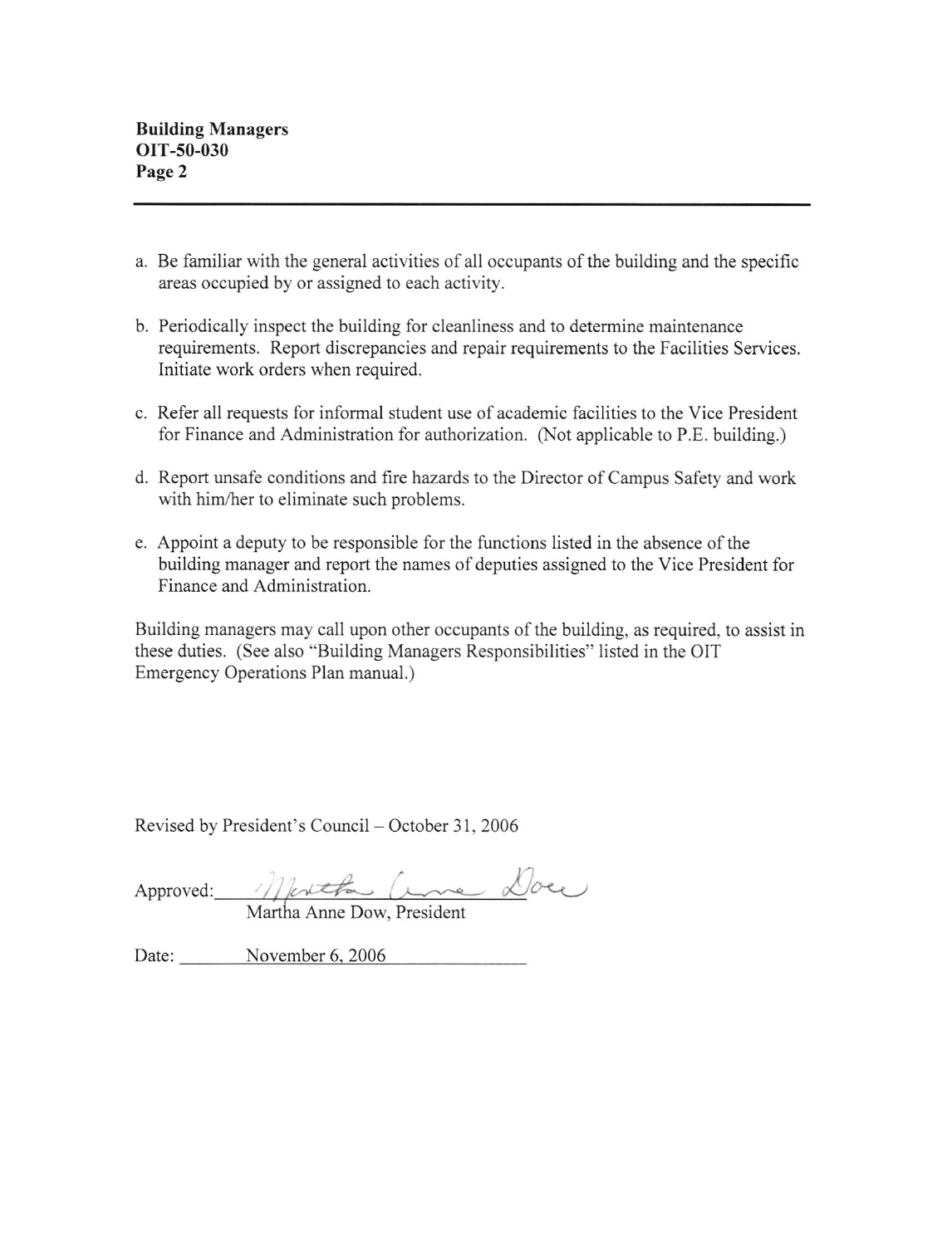a. Be familiar with the general activities of all occupants of the building and the specific areas occupied by or assigned to each activity.

b. Periodically inspect the building for cleanliness and to determine maintenance requirements. Report discrepancies and repair requirements to the Facilities Services. Initiate work orders when required.

c. Refer all requests for informal student use of academic facilities to the Vice President for Finance and Administration for authorization. (Not applicable to P.E. building.)

d. Report unsafe conditions and fire hazards to the Director of Campus Safety and work with him/her to eliminate such problems.

e. Appoint a deputy to be responsible for the functions listed in the absence of the building manager and report the names of deputies assigned to the Vice President for Finance and Administration.

Building managers may call upon other occupants of the building, as required, to assist in these duties. (See also "Building Managers Responsibilities" listed in the OIT Emergency Operations Plan manual.)

Revised by President's Council – October 31, 2006

Approved: Martha Anne Dow

Martha Anne Dow, President

Date: November 6, 2006